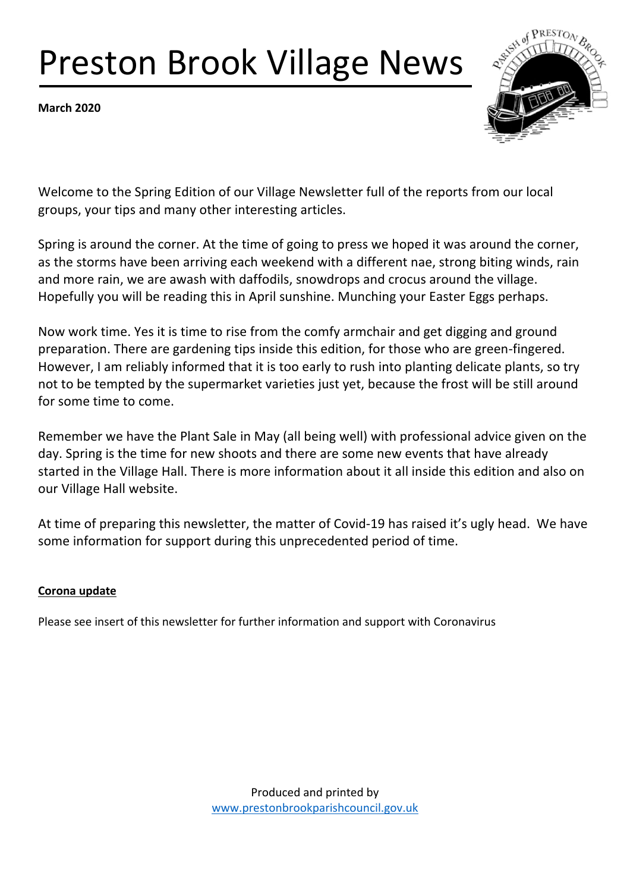# Preston Brook Village News

**March 2020**

Welcome to the Spring Edition of our Village Newsletter full of the reports from our local groups, your tips and many other interesting articles.

Spring is around the corner. At the time of going to press we hoped it was around the corner, as the storms have been arriving each weekend with a different nae, strong biting winds, rain and more rain, we are awash with daffodils, snowdrops and crocus around the village. Hopefully you will be reading this in April sunshine. Munching your Easter Eggs perhaps.

Now work time. Yes it is time to rise from the comfy armchair and get digging and ground preparation. There are gardening tips inside this edition, for those who are green-fingered. However, I am reliably informed that it is too early to rush into planting delicate plants, so try not to be tempted by the supermarket varieties just yet, because the frost will be still around for some time to come.

Remember we have the Plant Sale in May (all being well) with professional advice given on the day. Spring is the time for new shoots and there are some new events that have already started in the Village Hall. There is more information about it all inside this edition and also on our Village Hall website.

At time of preparing this newsletter, the matter of Covid-19 has raised it's ugly head. We have some information for support during this unprecedented period of time.

**Corona update**

Please see insert of this newsletter for further information and support with Coronavirus

Produced and printed by
www.prestonbrookparishcouncil.gov.uk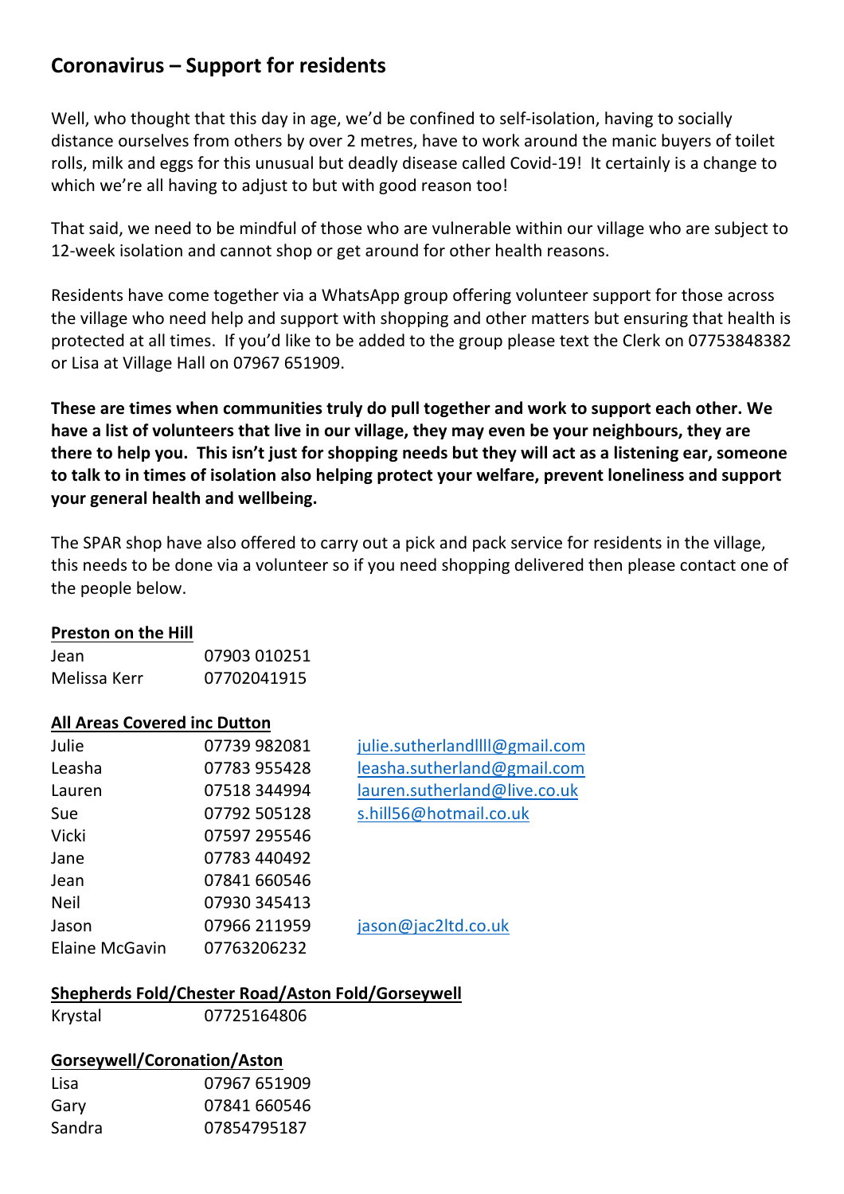## Coronavirus – Support for residents

Well, who thought that this day in age, we'd be confined to self-isolation, having to socially distance ourselves from others by over 2 metres, have to work around the manic buyers of toilet rolls, milk and eggs for this unusual but deadly disease called Covid-19! It certainly is a change to which we're all having to adjust to but with good reason too!

That said, we need to be mindful of those who are vulnerable within our village who are subject to 12-week isolation and cannot shop or get around for other health reasons.

Residents have come together via a WhatsApp group offering volunteer support for those across the village who need help and support with shopping and other matters but ensuring that health is protected at all times. If you'd like to be added to the group please text the Clerk on 07753848382 or Lisa at Village Hall on 07967 651909.

**These are times when communities truly do pull together and work to support each other. We have a list of volunteers that live in our village, they may even be your neighbours, they are there to help you. This isn't just for shopping needs but they will act as a listening ear, someone to talk to in times of isolation also helping protect your welfare, prevent loneliness and support your general health and wellbeing.**

The SPAR shop have also offered to carry out a pick and pack service for residents in the village, this needs to be done via a volunteer so if you need shopping delivered then please contact one of the people below.

**Preston on the Hill**

| | |
|---|---|
| Jean | 07903 010251 |
| Melissa Kerr | 07702041915 |

**All Areas Covered inc Dutton**

| | | |
|---|---|---|
| Julie | 07739 982081 | julie.sutherlandllll@gmail.com |
| Leasha | 07783 955428 | leasha.sutherland@gmail.com |
| Lauren | 07518 344994 | lauren.sutherland@live.co.uk |
| Sue | 07792 505128 | s.hill56@hotmail.co.uk |
| Vicki | 07597 295546 | |
| Jane | 07783 440492 | |
| Jean | 07841 660546 | |
| Neil | 07930 345413 | |
| Jason | 07966 211959 | jason@jac2ltd.co.uk |
| Elaine McGavin | 07763206232 | |

**Shepherds Fold/Chester Road/Aston Fold/Gorseywell**

| | |
|---|---|
| Krystal | 07725164806 |

**Gorseywell/Coronation/Aston**

| | |
|---|---|
| Lisa | 07967 651909 |
| Gary | 07841 660546 |
| Sandra | 07854795187 |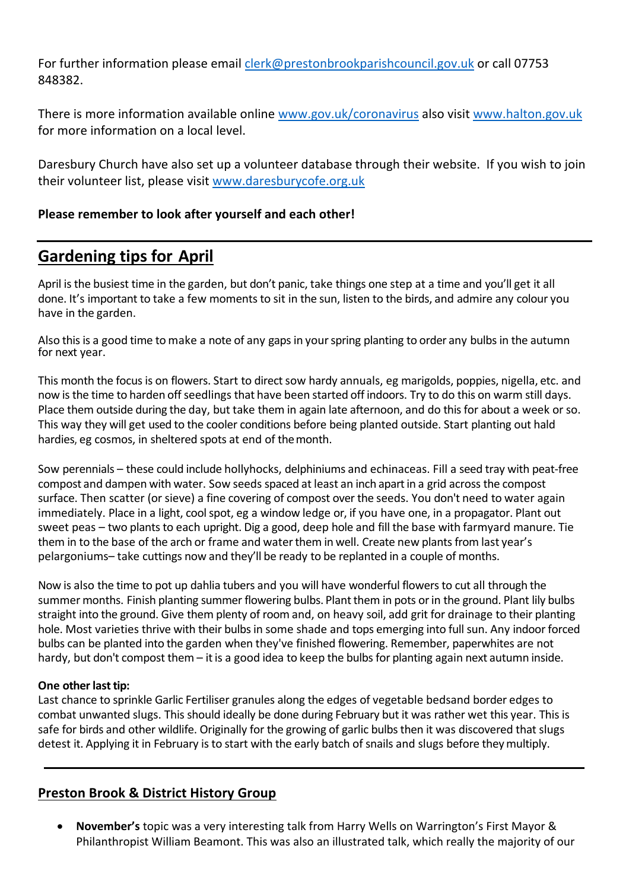For further information please email [clerk@prestonbrookparishcouncil.gov.uk](mailto:clerk@prestonbrookparishcouncil.gov.uk) or call 07753 848382.

There is more information available online [www.gov.uk/coronavirus](http://www.gov.uk/coronavirus) also visit [www.halton.gov.uk](http://www.halton.gov.uk) for more information on a local level.

Daresbury Church have also set up a volunteer database through their website. If you wish to join their volunteer list, please visit [www.daresburycofe.org.uk](http://www.daresburycofe.org.uk)

**Please remember to look after yourself and each other!**

---

## Gardening tips for April

April is the busiest time in the garden, but don't panic, take things one step at a time and you'll get it all done. It's important to take a few moments to sit in the sun, listen to the birds, and admire any colour you have in the garden.

Also this is a good time to make a note of any gaps in your spring planting to order any bulbs in the autumn for next year.

This month the focus is on flowers. Start to direct sow hardy annuals, eg marigolds, poppies, nigella, etc. and now is the time to harden off seedlings that have been started off indoors. Try to do this on warm still days. Place them outside during the day, but take them in again late afternoon, and do this for about a week or so. This way they will get used to the cooler conditions before being planted outside. Start planting out hald hardies, eg cosmos, in sheltered spots at end of the month.

Sow perennials – these could include hollyhocks, delphiniums and echinaceas. Fill a seed tray with peat-free compost and dampen with water. Sow seeds spaced at least an inch apart in a grid across the compost surface. Then scatter (or sieve) a fine covering of compost over the seeds. You don't need to water again immediately. Place in a light, cool spot, eg a window ledge or, if you have one, in a propagator. Plant out sweet peas – two plants to each upright. Dig a good, deep hole and fill the base with farmyard manure. Tie them in to the base of the arch or frame and water them in well. Create new plants from last year's pelargoniums– take cuttings now and they'll be ready to be replanted in a couple of months.

Now is also the time to pot up dahlia tubers and you will have wonderful flowers to cut all through the summer months. Finish planting summer flowering bulbs. Plant them in pots or in the ground. Plant lily bulbs straight into the ground. Give them plenty of room and, on heavy soil, add grit for drainage to their planting hole. Most varieties thrive with their bulbs in some shade and tops emerging into full sun. Any indoor forced bulbs can be planted into the garden when they've finished flowering. Remember, paperwhites are not hardy, but don't compost them – it is a good idea to keep the bulbs for planting again next autumn inside.

**One other last tip:**
Last chance to sprinkle Garlic Fertiliser granules along the edges of vegetable bedsand border edges to combat unwanted slugs. This should ideally be done during February but it was rather wet this year. This is safe for birds and other wildlife. Originally for the growing of garlic bulbs then it was discovered that slugs detest it. Applying it in February is to start with the early batch of snails and slugs before they multiply.

---

## Preston Brook & District History Group

- **November's** topic was a very interesting talk from Harry Wells on Warrington's First Mayor & Philanthropist William Beamont. This was also an illustrated talk, which really the majority of our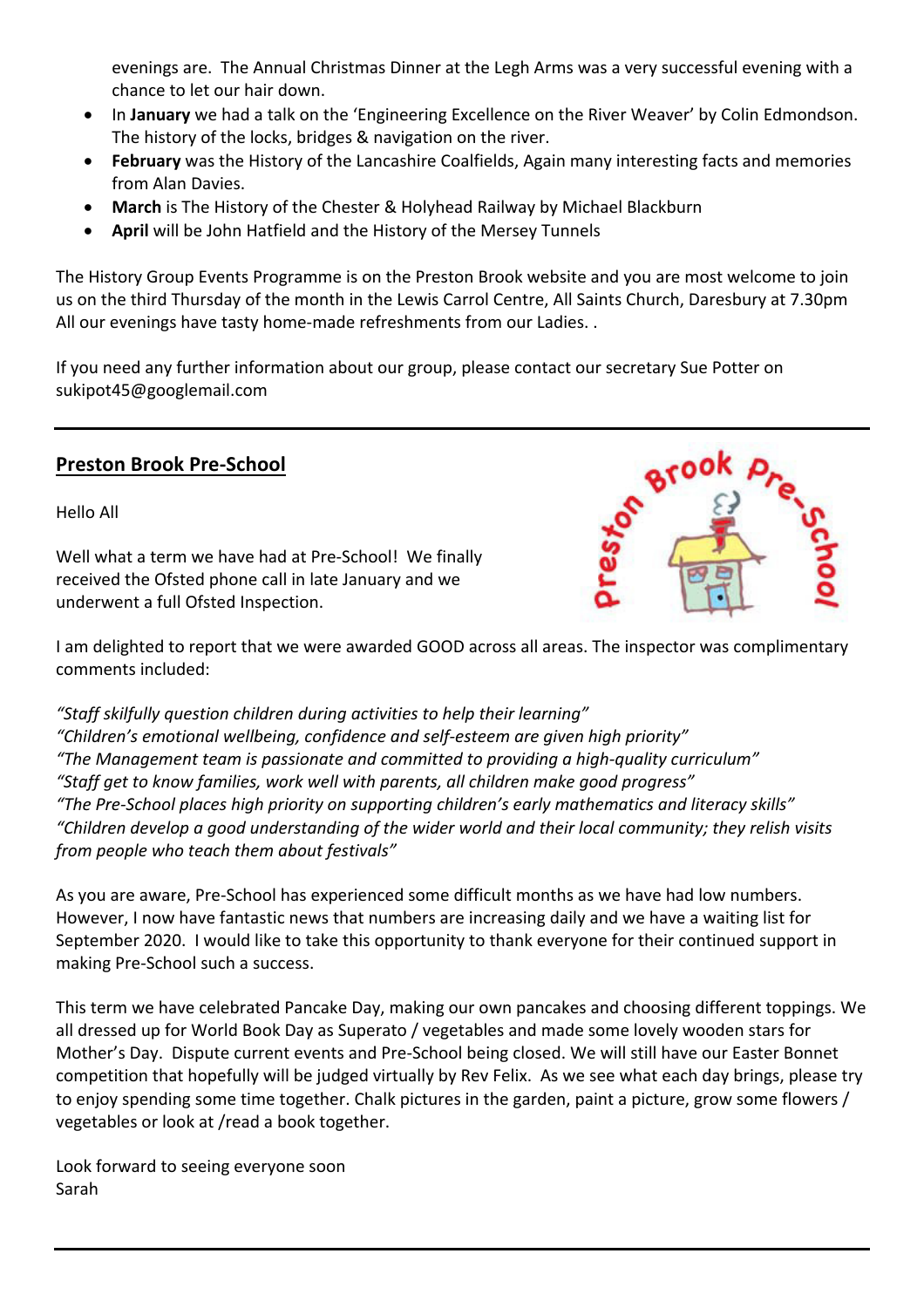evenings are. The Annual Christmas Dinner at the Legh Arms was a very successful evening with a chance to let our hair down.

- In **January** we had a talk on the 'Engineering Excellence on the River Weaver' by Colin Edmondson. The history of the locks, bridges & navigation on the river.
- **February** was the History of the Lancashire Coalfields, Again many interesting facts and memories from Alan Davies.
- **March** is The History of the Chester & Holyhead Railway by Michael Blackburn
- **April** will be John Hatfield and the History of the Mersey Tunnels

The History Group Events Programme is on the Preston Brook website and you are most welcome to join us on the third Thursday of the month in the Lewis Carrol Centre, All Saints Church, Daresbury at 7.30pm All our evenings have tasty home-made refreshments from our Ladies. .

If you need any further information about our group, please contact our secretary Sue Potter on sukipot45@googlemail.com

---

## Preston Brook Pre-School

Hello All

Well what a term we have had at Pre-School! We finally received the Ofsted phone call in late January and we underwent a full Ofsted Inspection.

I am delighted to report that we were awarded GOOD across all areas. The inspector was complimentary comments included:

*"Staff skilfully question children during activities to help their learning"*
*"Children's emotional wellbeing, confidence and self-esteem are given high priority"*
*"The Management team is passionate and committed to providing a high-quality curriculum"*
*"Staff get to know families, work well with parents, all children make good progress"*
*"The Pre-School places high priority on supporting children's early mathematics and literacy skills"*
*"Children develop a good understanding of the wider world and their local community; they relish visits from people who teach them about festivals"*

As you are aware, Pre-School has experienced some difficult months as we have had low numbers. However, I now have fantastic news that numbers are increasing daily and we have a waiting list for September 2020. I would like to take this opportunity to thank everyone for their continued support in making Pre-School such a success.

This term we have celebrated Pancake Day, making our own pancakes and choosing different toppings. We all dressed up for World Book Day as Superato / vegetables and made some lovely wooden stars for Mother's Day. Dispute current events and Pre-School being closed. We will still have our Easter Bonnet competition that hopefully will be judged virtually by Rev Felix. As we see what each day brings, please try to enjoy spending some time together. Chalk pictures in the garden, paint a picture, grow some flowers / vegetables or look at /read a book together.

Look forward to seeing everyone soon
Sarah

---